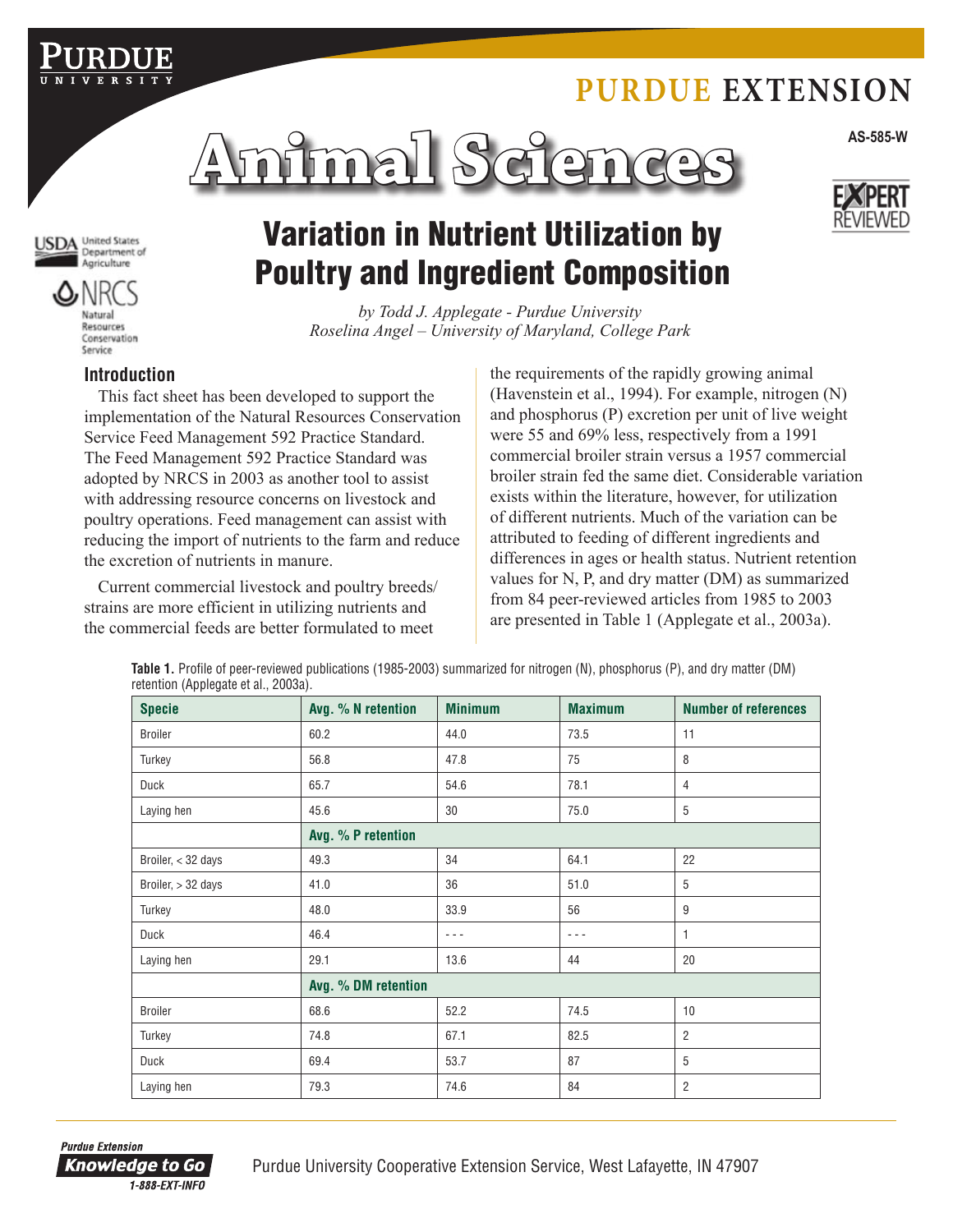PURDUE EXTENSION

# Animal Sciences

AS-585-W

# Variation in Nutrient Utilization by Poultry and Ingredient Composition

*by Todd J. Applegate - Purdue University*
*Roselina Angel – University of Maryland, College Park*

## Introduction

This fact sheet has been developed to support the implementation of the Natural Resources Conservation Service Feed Management 592 Practice Standard. The Feed Management 592 Practice Standard was adopted by NRCS in 2003 as another tool to assist with addressing resource concerns on livestock and poultry operations. Feed management can assist with reducing the import of nutrients to the farm and reduce the excretion of nutrients in manure.

Current commercial livestock and poultry breeds/strains are more efficient in utilizing nutrients and the commercial feeds are better formulated to meet the requirements of the rapidly growing animal (Havenstein et al., 1994). For example, nitrogen (N) and phosphorus (P) excretion per unit of live weight were 55 and 69% less, respectively from a 1991 commercial broiler strain versus a 1957 commercial broiler strain fed the same diet. Considerable variation exists within the literature, however, for utilization of different nutrients. Much of the variation can be attributed to feeding of different ingredients and differences in ages or health status. Nutrient retention values for N, P, and dry matter (DM) as summarized from 84 peer-reviewed articles from 1985 to 2003 are presented in Table 1 (Applegate et al., 2003a).

**Table 1.** Profile of peer-reviewed publications (1985-2003) summarized for nitrogen (N), phosphorus (P), and dry matter (DM) retention (Applegate et al., 2003a).

| Specie | Avg. % N retention | Minimum | Maximum | Number of references |
|---|---|---|---|---|
| Broiler | 60.2 | 44.0 | 73.5 | 11 |
| Turkey | 56.8 | 47.8 | 75 | 8 |
| Duck | 65.7 | 54.6 | 78.1 | 4 |
| Laying hen | 45.6 | 30 | 75.0 | 5 |
| | **Avg. % P retention** | | | |
| Broiler, < 32 days | 49.3 | 34 | 64.1 | 22 |
| Broiler, > 32 days | 41.0 | 36 | 51.0 | 5 |
| Turkey | 48.0 | 33.9 | 56 | 9 |
| Duck | 46.4 | - - - | - - - | 1 |
| Laying hen | 29.1 | 13.6 | 44 | 20 |
| | **Avg. % DM retention** | | | |
| Broiler | 68.6 | 52.2 | 74.5 | 10 |
| Turkey | 74.8 | 67.1 | 82.5 | 2 |
| Duck | 69.4 | 53.7 | 87 | 5 |
| Laying hen | 79.3 | 74.6 | 84 | 2 |

Purdue University Cooperative Extension Service, West Lafayette, IN 47907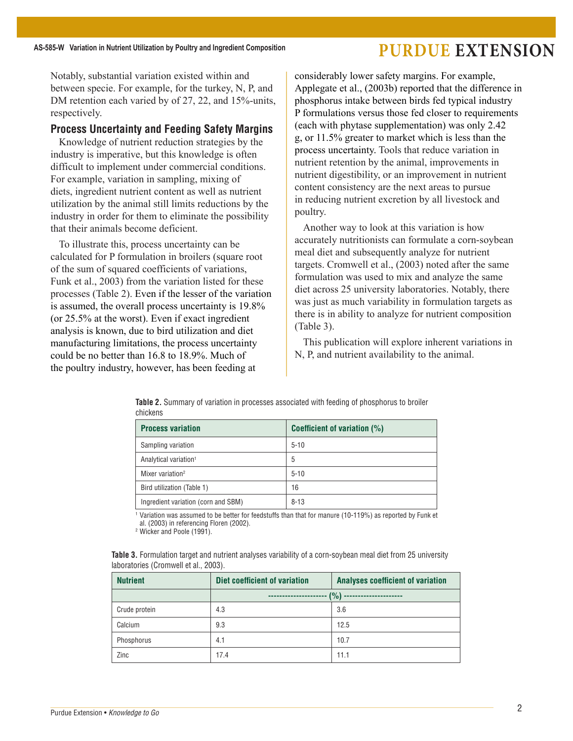Notably, substantial variation existed within and between specie. For example, for the turkey, N, P, and DM retention each varied by of 27, 22, and 15%-units, respectively.

### Process Uncertainty and Feeding Safety Margins

Knowledge of nutrient reduction strategies by the industry is imperative, but this knowledge is often difficult to implement under commercial conditions. For example, variation in sampling, mixing of diets, ingredient nutrient content as well as nutrient utilization by the animal still limits reductions by the industry in order for them to eliminate the possibility that their animals become deficient.

To illustrate this, process uncertainty can be calculated for P formulation in broilers (square root of the sum of squared coefficients of variations, Funk et al., 2003) from the variation listed for these processes (Table 2). Even if the lesser of the variation is assumed, the overall process uncertainty is 19.8% (or 25.5% at the worst). Even if exact ingredient analysis is known, due to bird utilization and diet manufacturing limitations, the process uncertainty could be no better than 16.8 to 18.9%. Much of the poultry industry, however, has been feeding at considerably lower safety margins. For example, Applegate et al., (2003b) reported that the difference in phosphorus intake between birds fed typical industry P formulations versus those fed closer to requirements (each with phytase supplementation) was only 2.42 g, or 11.5% greater to market which is less than the process uncertainty. Tools that reduce variation in nutrient retention by the animal, improvements in nutrient digestibility, or an improvement in nutrient content consistency are the next areas to pursue in reducing nutrient excretion by all livestock and poultry.

Another way to look at this variation is how accurately nutritionists can formulate a corn-soybean meal diet and subsequently analyze for nutrient targets. Cromwell et al., (2003) noted after the same formulation was used to mix and analyze the same diet across 25 university laboratories. Notably, there was just as much variability in formulation targets as there is in ability to analyze for nutrient composition (Table 3).

This publication will explore inherent variations in N, P, and nutrient availability to the animal.

**Table 2.** Summary of variation in processes associated with feeding of phosphorus to broiler chickens

| Process variation | Coefficient of variation (%) |
|---|---|
| Sampling variation | 5-10 |
| Analytical variation[1] | 5 |
| Mixer variation[2] | 5-10 |
| Bird utilization (Table 1) | 16 |
| Ingredient variation (corn and SBM) | 8-13 |

[1] Variation was assumed to be better for feedstuffs than that for manure (10-119%) as reported by Funk et al. (2003) in referencing Floren (2002).
[2] Wicker and Poole (1991).

**Table 3.** Formulation target and nutrient analyses variability of a corn-soybean meal diet from 25 university laboratories (Cromwell et al., 2003).

| Nutrient | Diet coefficient of variation | Analyses coefficient of variation |
|---|---|---|
| | (%) | |
| Crude protein | 4.3 | 3.6 |
| Calcium | 9.3 | 12.5 |
| Phosphorus | 4.1 | 10.7 |
| Zinc | 17.4 | 11.1 |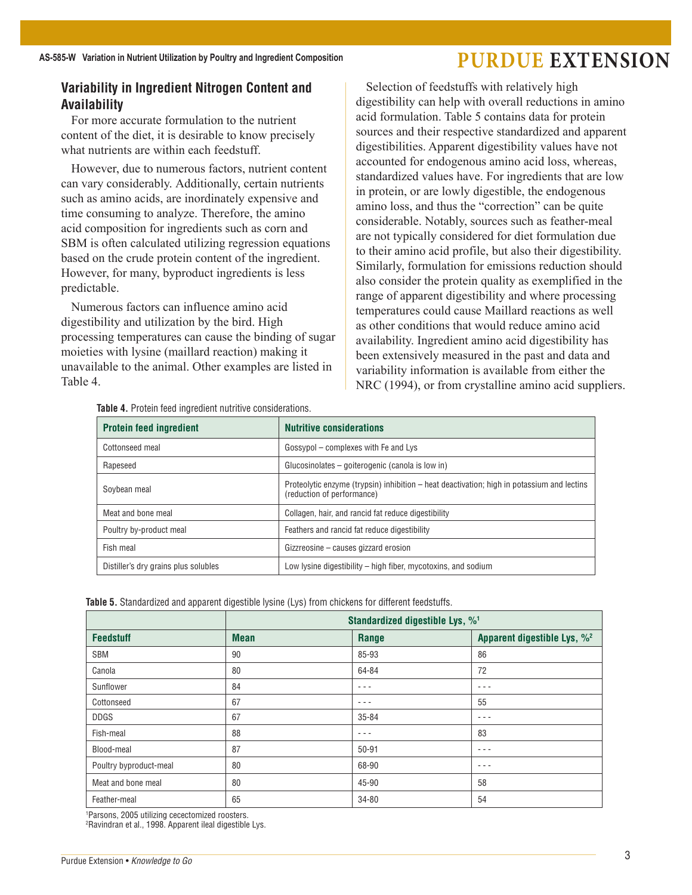## Variability in Ingredient Nitrogen Content and Availability

For more accurate formulation to the nutrient content of the diet, it is desirable to know precisely what nutrients are within each feedstuff.

However, due to numerous factors, nutrient content can vary considerably. Additionally, certain nutrients such as amino acids, are inordinately expensive and time consuming to analyze. Therefore, the amino acid composition for ingredients such as corn and SBM is often calculated utilizing regression equations based on the crude protein content of the ingredient. However, for many, byproduct ingredients is less predictable.

Numerous factors can influence amino acid digestibility and utilization by the bird. High processing temperatures can cause the binding of sugar moieties with lysine (maillard reaction) making it unavailable to the animal. Other examples are listed in Table 4.

Selection of feedstuffs with relatively high digestibility can help with overall reductions in amino acid formulation. Table 5 contains data for protein sources and their respective standardized and apparent digestibilities. Apparent digestibility values have not accounted for endogenous amino acid loss, whereas, standardized values have. For ingredients that are low in protein, or are lowly digestible, the endogenous amino loss, and thus the "correction" can be quite considerable. Notably, sources such as feather-meal are not typically considered for diet formulation due to their amino acid profile, but also their digestibility. Similarly, formulation for emissions reduction should also consider the protein quality as exemplified in the range of apparent digestibility and where processing temperatures could cause Maillard reactions as well as other conditions that would reduce amino acid availability. Ingredient amino acid digestibility has been extensively measured in the past and data and variability information is available from either the NRC (1994), or from crystalline amino acid suppliers.

**Table 4.** Protein feed ingredient nutritive considerations.

| Protein feed ingredient | Nutritive considerations |
|---|---|
| Cottonseed meal | Gossypol – complexes with Fe and Lys |
| Rapeseed | Glucosinolates – goiterogenic (canola is low in) |
| Soybean meal | Proteolytic enzyme (trypsin) inhibition – heat deactivation; high in potassium and lectins (reduction of performance) |
| Meat and bone meal | Collagen, hair, and rancid fat reduce digestibility |
| Poultry by-product meal | Feathers and rancid fat reduce digestibility |
| Fish meal | Gizzreosine – causes gizzard erosion |
| Distiller's dry grains plus solubles | Low lysine digestibility – high fiber, mycotoxins, and sodium |

**Table 5.** Standardized and apparent digestible lysine (Lys) from chickens for different feedstuffs.

| | Standardized digestible Lys, %[1] | | |
|---|---|---|---|
| **Feedstuff** | **Mean** | **Range** | **Apparent digestible Lys, %[2]** |
| SBM | 90 | 85-93 | 86 |
| Canola | 80 | 64-84 | 72 |
| Sunflower | 84 | - - - | - - - |
| Cottonseed | 67 | - - - | 55 |
| DDGS | 67 | 35-84 | - - - |
| Fish-meal | 88 | - - - | 83 |
| Blood-meal | 87 | 50-91 | - - - |
| Poultry byproduct-meal | 80 | 68-90 | - - - |
| Meat and bone meal | 80 | 45-90 | 58 |
| Feather-meal | 65 | 34-80 | 54 |

[1]Parsons, 2005 utilizing cecectomized roosters.
[2]Ravindran et al., 1998. Apparent ileal digestible Lys.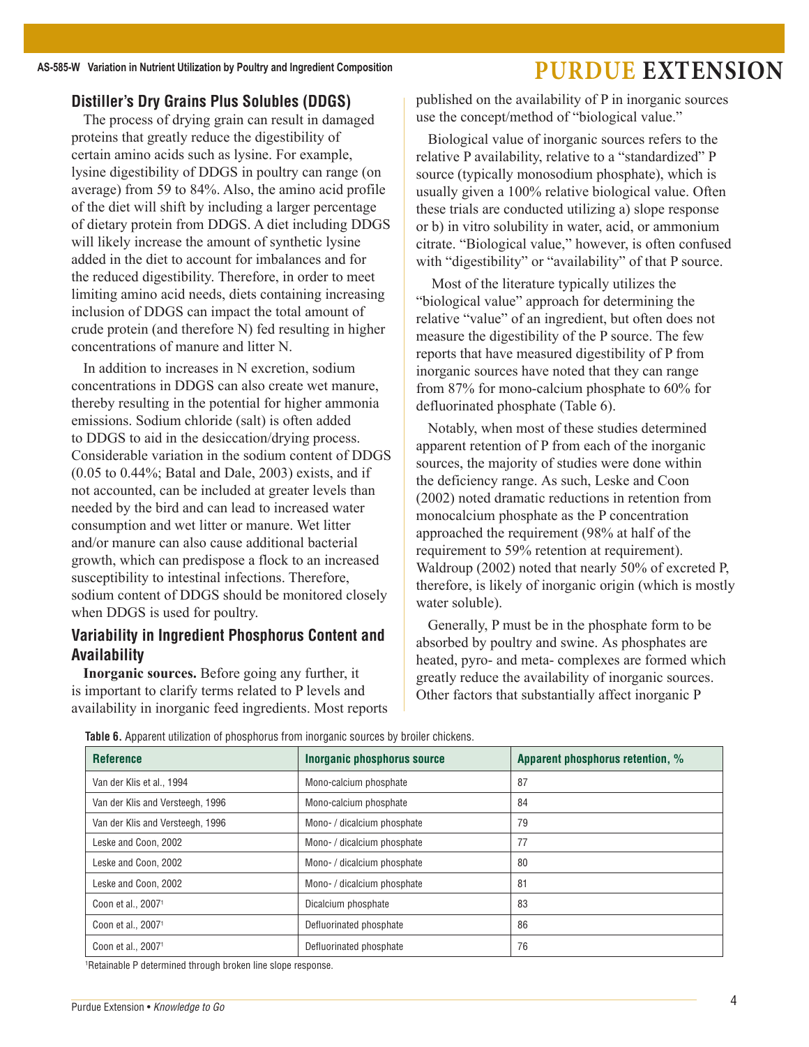### Distiller's Dry Grains Plus Solubles (DDGS)

The process of drying grain can result in damaged proteins that greatly reduce the digestibility of certain amino acids such as lysine. For example, lysine digestibility of DDGS in poultry can range (on average) from 59 to 84%. Also, the amino acid profile of the diet will shift by including a larger percentage of dietary protein from DDGS. A diet including DDGS will likely increase the amount of synthetic lysine added in the diet to account for imbalances and for the reduced digestibility. Therefore, in order to meet limiting amino acid needs, diets containing increasing inclusion of DDGS can impact the total amount of crude protein (and therefore N) fed resulting in higher concentrations of manure and litter N.

In addition to increases in N excretion, sodium concentrations in DDGS can also create wet manure, thereby resulting in the potential for higher ammonia emissions. Sodium chloride (salt) is often added to DDGS to aid in the desiccation/drying process. Considerable variation in the sodium content of DDGS (0.05 to 0.44%; Batal and Dale, 2003) exists, and if not accounted, can be included at greater levels than needed by the bird and can lead to increased water consumption and wet litter or manure. Wet litter and/or manure can also cause additional bacterial growth, which can predispose a flock to an increased susceptibility to intestinal infections. Therefore, sodium content of DDGS should be monitored closely when DDGS is used for poultry.

### Variability in Ingredient Phosphorus Content and Availability

**Inorganic sources.** Before going any further, it is important to clarify terms related to P levels and availability in inorganic feed ingredients. Most reports published on the availability of P in inorganic sources use the concept/method of "biological value."

Biological value of inorganic sources refers to the relative P availability, relative to a "standardized" P source (typically monosodium phosphate), which is usually given a 100% relative biological value. Often these trials are conducted utilizing a) slope response or b) in vitro solubility in water, acid, or ammonium citrate. "Biological value," however, is often confused with "digestibility" or "availability" of that P source.

Most of the literature typically utilizes the "biological value" approach for determining the relative "value" of an ingredient, but often does not measure the digestibility of the P source. The few reports that have measured digestibility of P from inorganic sources have noted that they can range from 87% for mono-calcium phosphate to 60% for defluorinated phosphate (Table 6).

Notably, when most of these studies determined apparent retention of P from each of the inorganic sources, the majority of studies were done within the deficiency range. As such, Leske and Coon (2002) noted dramatic reductions in retention from monocalcium phosphate as the P concentration approached the requirement (98% at half of the requirement to 59% retention at requirement). Waldroup (2002) noted that nearly 50% of excreted P, therefore, is likely of inorganic origin (which is mostly water soluble).

Generally, P must be in the phosphate form to be absorbed by poultry and swine. As phosphates are heated, pyro- and meta- complexes are formed which greatly reduce the availability of inorganic sources. Other factors that substantially affect inorganic P

**Table 6.** Apparent utilization of phosphorus from inorganic sources by broiler chickens.

| Reference | Inorganic phosphorus source | Apparent phosphorus retention, % |
| --- | --- | --- |
| Van der Klis et al., 1994 | Mono-calcium phosphate | 87 |
| Van der Klis and Versteegh, 1996 | Mono-calcium phosphate | 84 |
| Van der Klis and Versteegh, 1996 | Mono- / dicalcium phosphate | 79 |
| Leske and Coon, 2002 | Mono- / dicalcium phosphate | 77 |
| Leske and Coon, 2002 | Mono- / dicalcium phosphate | 80 |
| Leske and Coon, 2002 | Mono- / dicalcium phosphate | 81 |
| Coon et al., 2007[1] | Dicalcium phosphate | 83 |
| Coon et al., 2007[1] | Defluorinated phosphate | 86 |
| Coon et al., 2007[1] | Defluorinated phosphate | 76 |

[1]Retainable P determined through broken line slope response.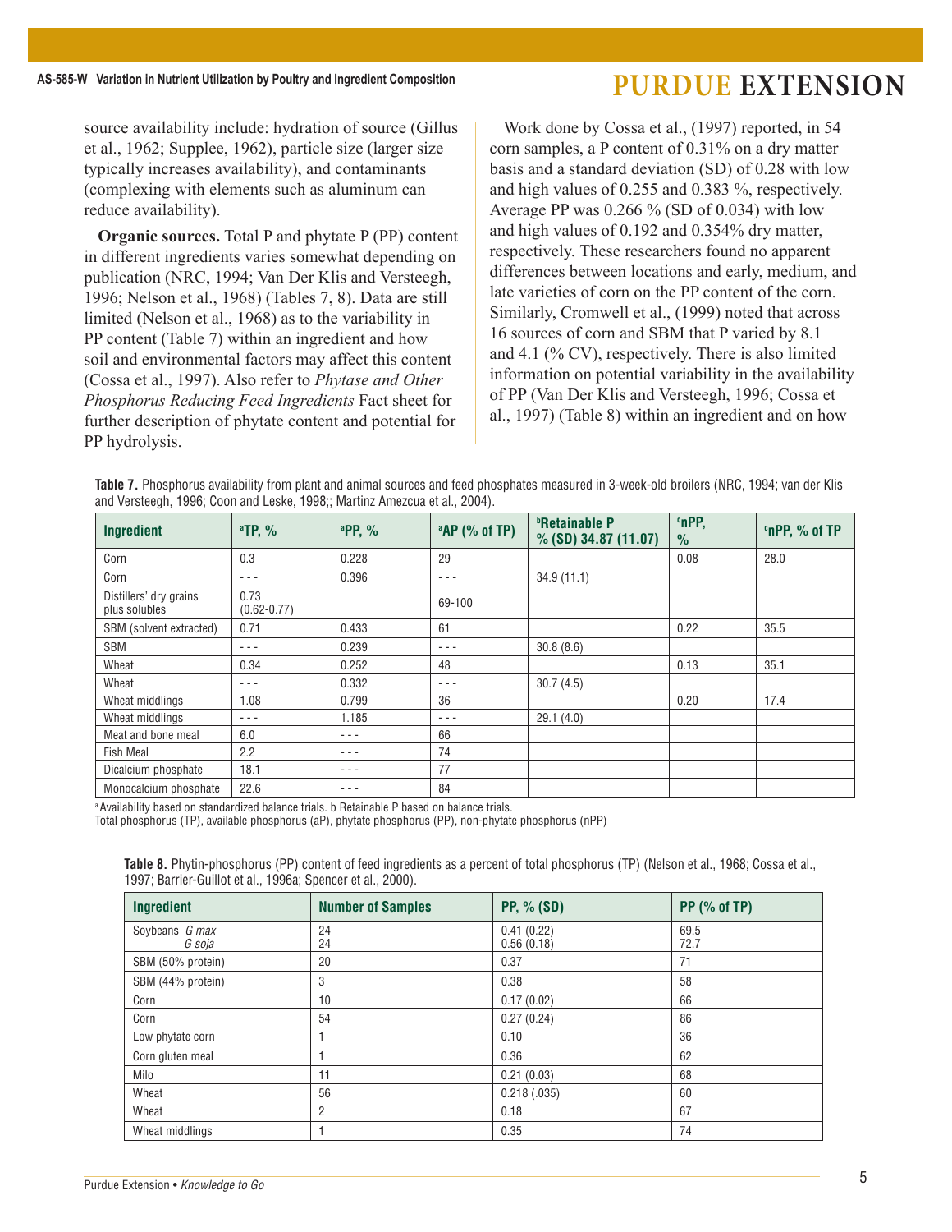source availability include: hydration of source (Gillus et al., 1962; Supplee, 1962), particle size (larger size typically increases availability), and contaminants (complexing with elements such as aluminum can reduce availability).

**Organic sources.** Total P and phytate P (PP) content in different ingredients varies somewhat depending on publication (NRC, 1994; Van Der Klis and Versteegh, 1996; Nelson et al., 1968) (Tables 7, 8). Data are still limited (Nelson et al., 1968) as to the variability in PP content (Table 7) within an ingredient and how soil and environmental factors may affect this content (Cossa et al., 1997). Also refer to *Phytase and Other Phosphorus Reducing Feed Ingredients* Fact sheet for further description of phytate content and potential for PP hydrolysis.

Work done by Cossa et al., (1997) reported, in 54 corn samples, a P content of 0.31% on a dry matter basis and a standard deviation (SD) of 0.28 with low and high values of 0.255 and 0.383 %, respectively. Average PP was 0.266 % (SD of 0.034) with low and high values of 0.192 and 0.354% dry matter, respectively. These researchers found no apparent differences between locations and early, medium, and late varieties of corn on the PP content of the corn. Similarly, Cromwell et al., (1999) noted that across 16 sources of corn and SBM that P varied by 8.1 and 4.1 (% CV), respectively. There is also limited information on potential variability in the availability of PP (Van Der Klis and Versteegh, 1996; Cossa et al., 1997) (Table 8) within an ingredient and on how

**Table 7.** Phosphorus availability from plant and animal sources and feed phosphates measured in 3-week-old broilers (NRC, 1994; van der Klis and Versteegh, 1996; Coon and Leske, 1998;; Martinz Amezcua et al., 2004).

| Ingredient | [a]TP, % | [a]PP, % | [a]AP (% of TP) | [b]Retainable P % (SD) 34.87 (11.07) | [c]nPP, % | [c]nPP, % of TP |
|---|---|---|---|---|---|---|
| Corn | 0.3 | 0.228 | 29 | | 0.08 | 28.0 |
| Corn | - - - | 0.396 | - - - | 34.9 (11.1) | | |
| Distillers' dry grains plus solubles | 0.73 (0.62-0.77) | | 69-100 | | | |
| SBM (solvent extracted) | 0.71 | 0.433 | 61 | | 0.22 | 35.5 |
| SBM | - - - | 0.239 | - - - | 30.8 (8.6) | | |
| Wheat | 0.34 | 0.252 | 48 | | 0.13 | 35.1 |
| Wheat | - - - | 0.332 | - - - | 30.7 (4.5) | | |
| Wheat middlings | 1.08 | 0.799 | 36 | | 0.20 | 17.4 |
| Wheat middlings | - - - | 1.185 | - - - | 29.1 (4.0) | | |
| Meat and bone meal | 6.0 | - - - | 66 | | | |
| Fish Meal | 2.2 | - - - | 74 | | | |
| Dicalcium phosphate | 18.1 | - - - | 77 | | | |
| Monocalcium phosphate | 22.6 | - - - | 84 | | | |

[a] Availability based on standardized balance trials. b Retainable P based on balance trials.
Total phosphorus (TP), available phosphorus (aP), phytate phosphorus (PP), non-phytate phosphorus (nPP)

**Table 8.** Phytin-phosphorus (PP) content of feed ingredients as a percent of total phosphorus (TP) (Nelson et al., 1968; Cossa et al., 1997; Barrier-Guillot et al., 1996a; Spencer et al., 2000).

| Ingredient | Number of Samples | PP, % (SD) | PP (% of TP) |
|---|---|---|---|
| Soybeans *G max* | 24 | 0.41 (0.22) | 69.5 |
| *G soja* | 24 | 0.56 (0.18) | 72.7 |
| SBM (50% protein) | 20 | 0.37 | 71 |
| SBM (44% protein) | 3 | 0.38 | 58 |
| Corn | 10 | 0.17 (0.02) | 66 |
| Corn | 54 | 0.27 (0.24) | 86 |
| Low phytate corn | 1 | 0.10 | 36 |
| Corn gluten meal | 1 | 0.36 | 62 |
| Milo | 11 | 0.21 (0.03) | 68 |
| Wheat | 56 | 0.218 (.035) | 60 |
| Wheat | 2 | 0.18 | 67 |
| Wheat middlings | 1 | 0.35 | 74 |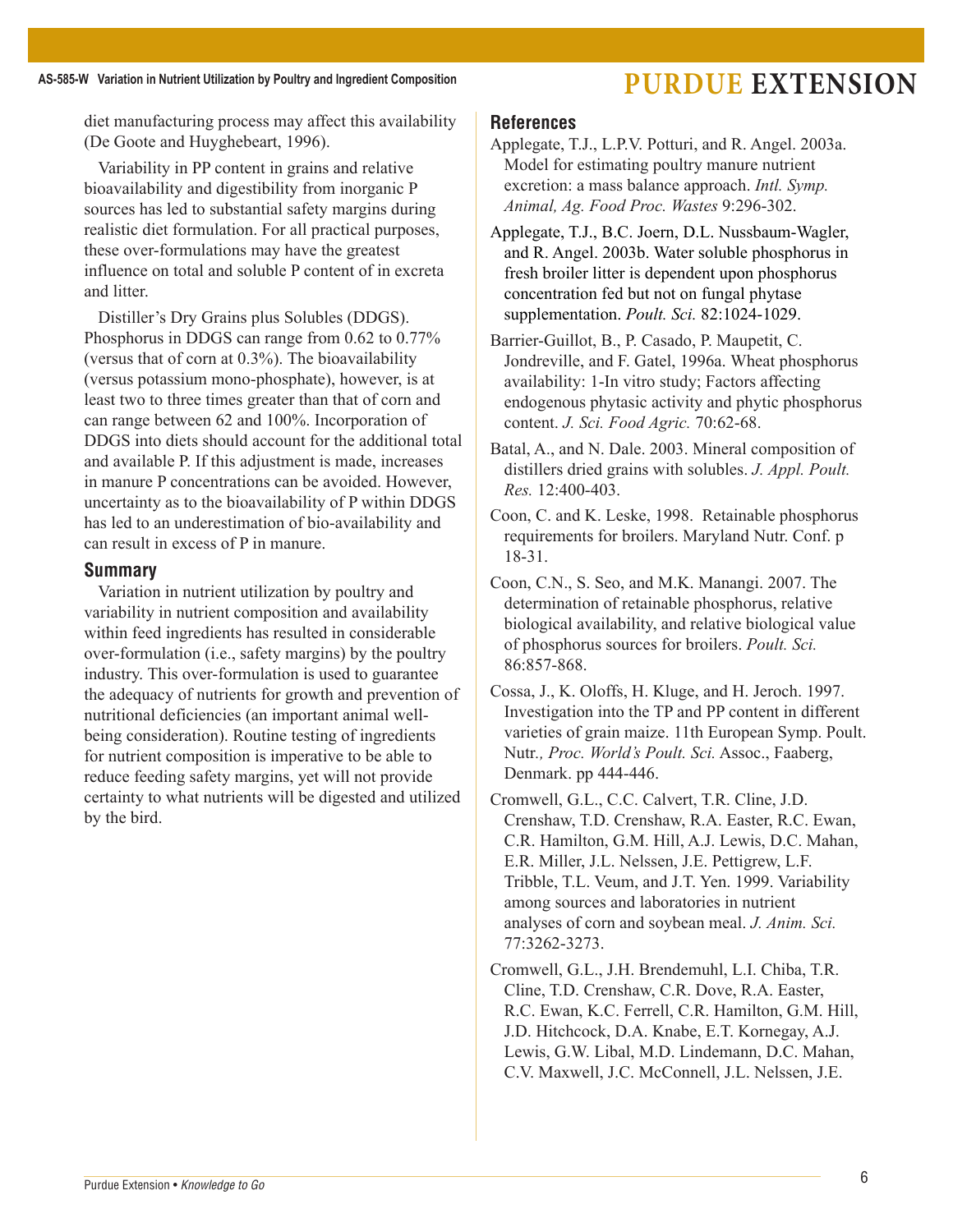diet manufacturing process may affect this availability (De Goote and Huyghebeart, 1996).

Variability in PP content in grains and relative bioavailability and digestibility from inorganic P sources has led to substantial safety margins during realistic diet formulation. For all practical purposes, these over-formulations may have the greatest influence on total and soluble P content of in excreta and litter.

Distiller's Dry Grains plus Solubles (DDGS). Phosphorus in DDGS can range from 0.62 to 0.77% (versus that of corn at 0.3%). The bioavailability (versus potassium mono-phosphate), however, is at least two to three times greater than that of corn and can range between 62 and 100%. Incorporation of DDGS into diets should account for the additional total and available P. If this adjustment is made, increases in manure P concentrations can be avoided. However, uncertainty as to the bioavailability of P within DDGS has led to an underestimation of bio-availability and can result in excess of P in manure.

## Summary

Variation in nutrient utilization by poultry and variability in nutrient composition and availability within feed ingredients has resulted in considerable over-formulation (i.e., safety margins) by the poultry industry. This over-formulation is used to guarantee the adequacy of nutrients for growth and prevention of nutritional deficiencies (an important animal well-being consideration). Routine testing of ingredients for nutrient composition is imperative to be able to reduce feeding safety margins, yet will not provide certainty to what nutrients will be digested and utilized by the bird.

## References

Applegate, T.J., L.P.V. Potturi, and R. Angel. 2003a. Model for estimating poultry manure nutrient excretion: a mass balance approach. *Intl. Symp. Animal, Ag. Food Proc. Wastes* 9:296-302.

Applegate, T.J., B.C. Joern, D.L. Nussbaum-Wagler, and R. Angel. 2003b. Water soluble phosphorus in fresh broiler litter is dependent upon phosphorus concentration fed but not on fungal phytase supplementation. *Poult. Sci.* 82:1024-1029.

Barrier-Guillot, B., P. Casado, P. Maupetit, C. Jondreville, and F. Gatel, 1996a. Wheat phosphorus availability: 1-In vitro study; Factors affecting endogenous phytasic activity and phytic phosphorus content. *J. Sci. Food Agric.* 70:62-68.

Batal, A., and N. Dale. 2003. Mineral composition of distillers dried grains with solubles. *J. Appl. Poult. Res.* 12:400-403.

Coon, C. and K. Leske, 1998. Retainable phosphorus requirements for broilers. Maryland Nutr. Conf. p 18-31.

Coon, C.N., S. Seo, and M.K. Manangi. 2007. The determination of retainable phosphorus, relative biological availability, and relative biological value of phosphorus sources for broilers. *Poult. Sci.* 86:857-868.

Cossa, J., K. Oloffs, H. Kluge, and H. Jeroch. 1997. Investigation into the TP and PP content in different varieties of grain maize. 11th European Symp. Poult. Nutr.*, Proc. World's Poult. Sci.* Assoc., Faaberg, Denmark. pp 444-446.

Cromwell, G.L., C.C. Calvert, T.R. Cline, J.D. Crenshaw, T.D. Crenshaw, R.A. Easter, R.C. Ewan, C.R. Hamilton, G.M. Hill, A.J. Lewis, D.C. Mahan, E.R. Miller, J.L. Nelssen, J.E. Pettigrew, L.F. Tribble, T.L. Veum, and J.T. Yen. 1999. Variability among sources and laboratories in nutrient analyses of corn and soybean meal. *J. Anim. Sci.* 77:3262-3273.

Cromwell, G.L., J.H. Brendemuhl, L.I. Chiba, T.R. Cline, T.D. Crenshaw, C.R. Dove, R.A. Easter, R.C. Ewan, K.C. Ferrell, C.R. Hamilton, G.M. Hill, J.D. Hitchcock, D.A. Knabe, E.T. Kornegay, A.J. Lewis, G.W. Libal, M.D. Lindemann, D.C. Mahan, C.V. Maxwell, J.C. McConnell, J.L. Nelssen, J.E.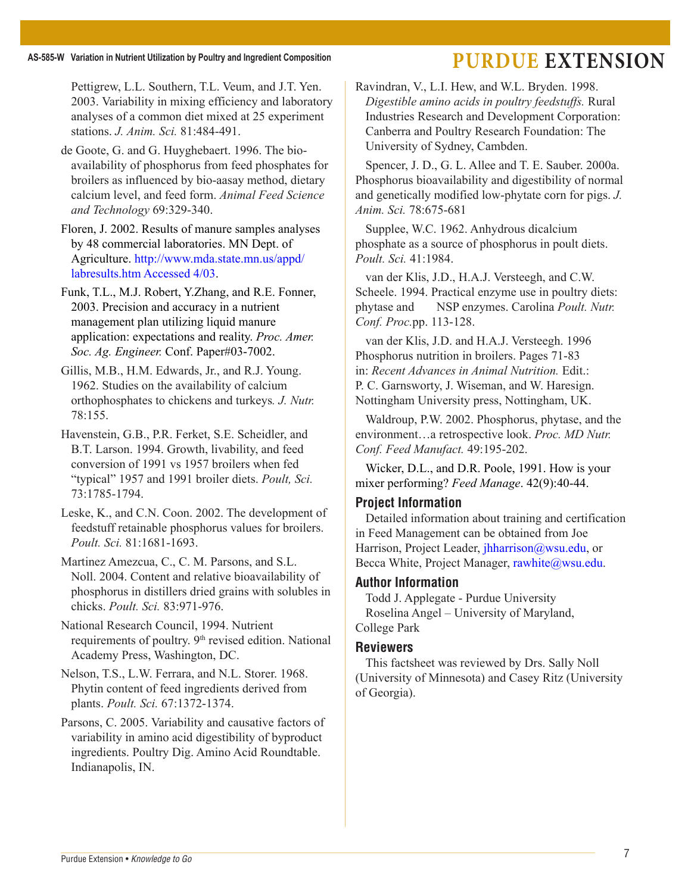Pettigrew, L.L. Southern, T.L. Veum, and J.T. Yen. 2003. Variability in mixing efficiency and laboratory analyses of a common diet mixed at 25 experiment stations. *J. Anim. Sci.* 81:484-491.

de Goote, G. and G. Huyghebaert. 1996. The bio-availability of phosphorus from feed phosphates for broilers as influenced by bio-aasay method, dietary calcium level, and feed form. *Animal Feed Science and Technology* 69:329-340.

Floren, J. 2002. Results of manure samples analyses by 48 commercial laboratories. MN Dept. of Agriculture. http://www.mda.state.mn.us/appd/labresults.htm Accessed 4/03.

Funk, T.L., M.J. Robert, Y.Zhang, and R.E. Fonner, 2003. Precision and accuracy in a nutrient management plan utilizing liquid manure application: expectations and reality. *Proc. Amer. Soc. Ag. Engineer.* Conf. Paper#03-7002.

Gillis, M.B., H.M. Edwards, Jr., and R.J. Young. 1962. Studies on the availability of calcium orthophosphates to chickens and turkeys*. J. Nutr.* 78:155.

Havenstein, G.B., P.R. Ferket, S.E. Scheidler, and B.T. Larson. 1994. Growth, livability, and feed conversion of 1991 vs 1957 broilers when fed "typical" 1957 and 1991 broiler diets. *Poult, Sci.* 73:1785-1794.

Leske, K., and C.N. Coon. 2002. The development of feedstuff retainable phosphorus values for broilers. *Poult. Sci.* 81:1681-1693.

Martinez Amezcua, C., C. M. Parsons, and S.L. Noll. 2004. Content and relative bioavailability of phosphorus in distillers dried grains with solubles in chicks. *Poult. Sci.* 83:971-976.

National Research Council, 1994. Nutrient requirements of poultry. 9th revised edition. National Academy Press, Washington, DC.

Nelson, T.S., L.W. Ferrara, and N.L. Storer. 1968. Phytin content of feed ingredients derived from plants. *Poult. Sci.* 67:1372-1374.

Parsons, C. 2005. Variability and causative factors of variability in amino acid digestibility of byproduct ingredients. Poultry Dig. Amino Acid Roundtable. Indianapolis, IN.

Ravindran, V., L.I. Hew, and W.L. Bryden. 1998. *Digestible amino acids in poultry feedstuffs.* Rural Industries Research and Development Corporation: Canberra and Poultry Research Foundation: The University of Sydney, Cambden.

Spencer, J. D., G. L. Allee and T. E. Sauber. 2000a. Phosphorus bioavailability and digestibility of normal and genetically modified low-phytate corn for pigs. *J. Anim. Sci.* 78:675-681

Supplee, W.C. 1962. Anhydrous dicalcium phosphate as a source of phosphorus in poult diets. *Poult. Sci.* 41:1984.

van der Klis, J.D., H.A.J. Versteegh, and C.W. Scheele. 1994. Practical enzyme use in poultry diets: phytase and NSP enzymes. Carolina *Poult. Nutr. Conf. Proc.*pp. 113-128.

van der Klis, J.D. and H.A.J. Versteegh. 1996 Phosphorus nutrition in broilers. Pages 71-83 in: *Recent Advances in Animal Nutrition.* Edit.: P. C. Garnsworty, J. Wiseman, and W. Haresign. Nottingham University press, Nottingham, UK.

Waldroup, P.W. 2002. Phosphorus, phytase, and the environment…a retrospective look. *Proc. MD Nutr. Conf. Feed Manufact.* 49:195-202.

Wicker, D.L., and D.R. Poole, 1991. How is your mixer performing? *Feed Manage*. 42(9):40-44.

## Project Information

Detailed information about training and certification in Feed Management can be obtained from Joe Harrison, Project Leader, jhharrison@wsu.edu, or Becca White, Project Manager, rawhite@wsu.edu.

## Author Information

Todd J. Applegate - Purdue University
Roselina Angel – University of Maryland, College Park

## Reviewers

This factsheet was reviewed by Drs. Sally Noll (University of Minnesota) and Casey Ritz (University of Georgia).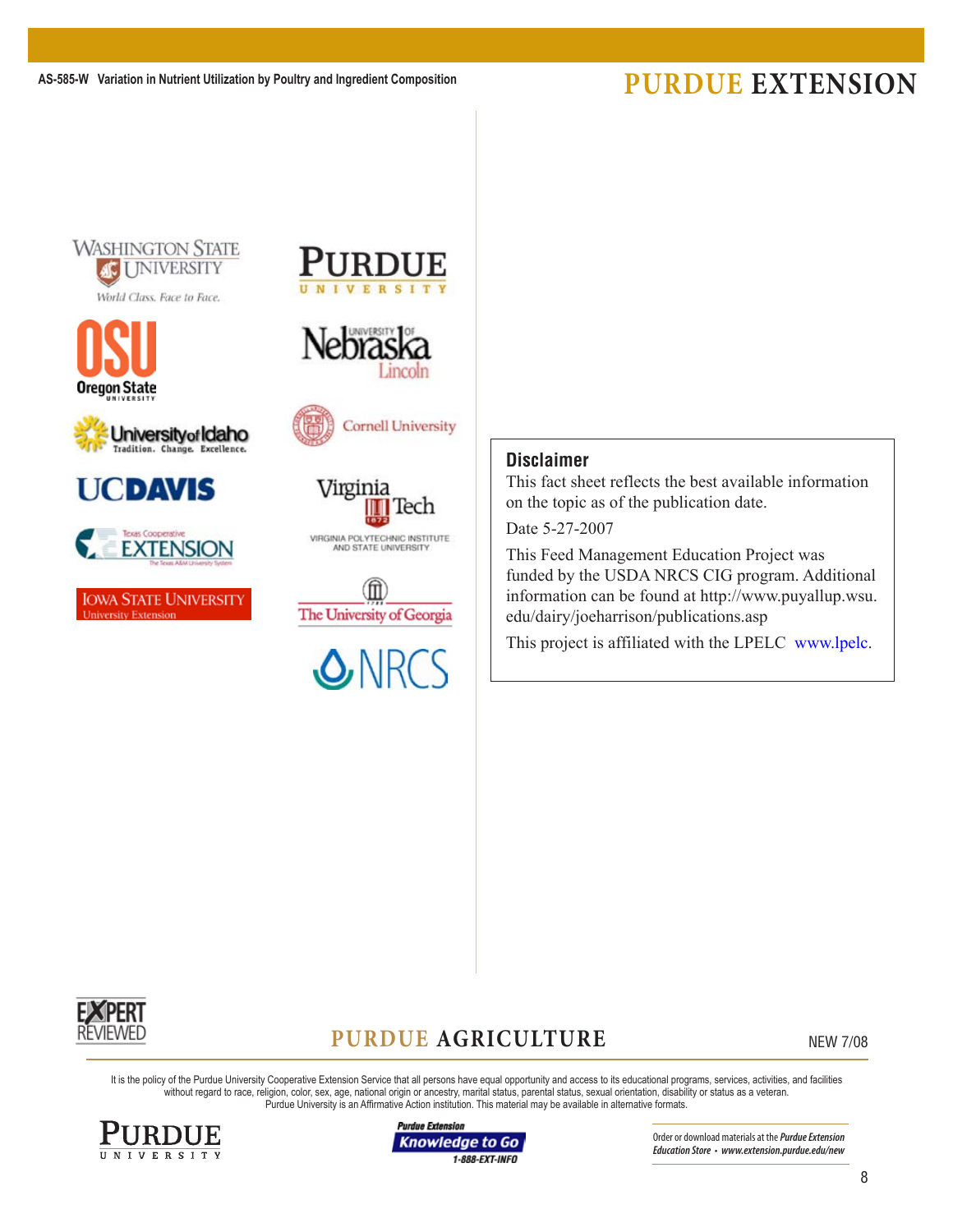## Disclaimer

This fact sheet reflects the best available information on the topic as of the publication date.

Date 5-27-2007

This Feed Management Education Project was funded by the USDA NRCS CIG program. Additional information can be found at http://www.puyallup.wsu.edu/dairy/joeharrison/publications.asp

This project is affiliated with the LPELC www.lpelc.

NEW 7/08

It is the policy of the Purdue University Cooperative Extension Service that all persons have equal opportunity and access to its educational programs, services, activities, and facilities without regard to race, religion, color, sex, age, national origin or ancestry, marital status, parental status, sexual orientation, disability or status as a veteran. Purdue University is an Affirmative Action institution. This material may be available in alternative formats.

Purdue Extension Knowledge to Go 1-888-EXT-INFO

Order or download materials at the *Purdue Extension Education Store • www.extension.purdue.edu/new*